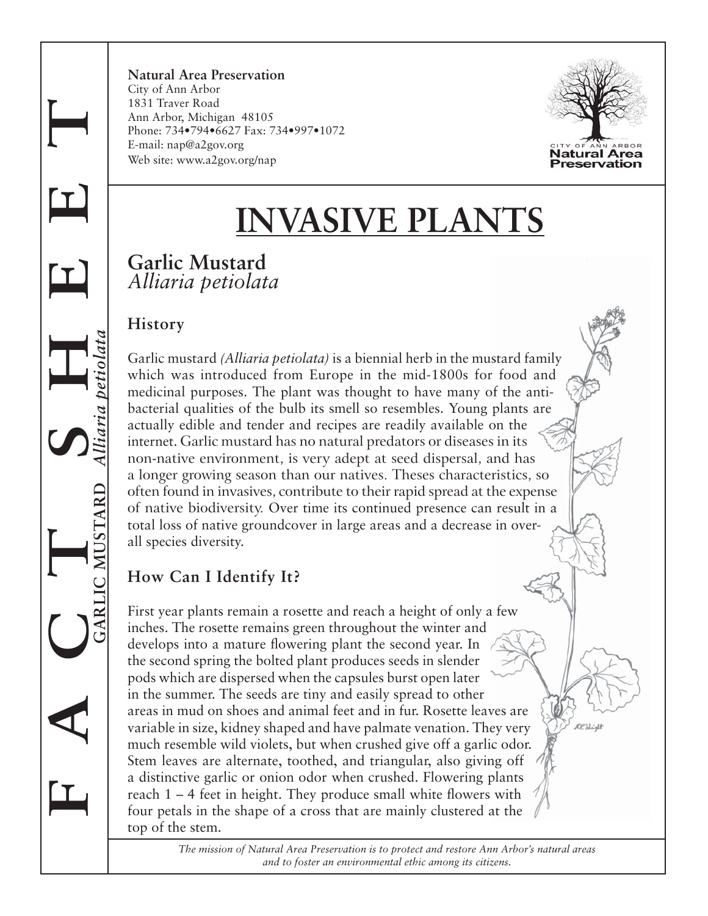**Natural Area Preservation**
City of Ann Arbor
1831 Traver Road
Ann Arbor, Michigan 48105
Phone: 734•794•6627 Fax: 734•997•1072
E-mail: nap@a2gov.org
Web site: www.a2gov.org/nap

# INVASIVE PLANTS

## Garlic Mustard
*Alliaria petiolata*

### History

Garlic mustard *(Alliaria petiolata)* is a biennial herb in the mustard family which was introduced from Europe in the mid-1800s for food and medicinal purposes. The plant was thought to have many of the anti-bacterial qualities of the bulb its smell so resembles. Young plants are actually edible and tender and recipes are readily available on the internet. Garlic mustard has no natural predators or diseases in its non-native environment, is very adept at seed dispersal, and has a longer growing season than our natives. Theses characteristics, so often found in invasives, contribute to their rapid spread at the expense of native biodiversity. Over time its continued presence can result in a total loss of native groundcover in large areas and a decrease in overall species diversity.

### How Can I Identify It?

First year plants remain a rosette and reach a height of only a few inches. The rosette remains green throughout the winter and develops into a mature flowering plant the second year. In the second spring the bolted plant produces seeds in slender pods which are dispersed when the capsules burst open later in the summer. The seeds are tiny and easily spread to other areas in mud on shoes and animal feet and in fur. Rosette leaves are variable in size, kidney shaped and have palmate venation. They very much resemble wild violets, but when crushed give off a garlic odor. Stem leaves are alternate, toothed, and triangular, also giving off a distinctive garlic or onion odor when crushed. Flowering plants reach 1 – 4 feet in height. They produce small white flowers with four petals in the shape of a cross that are mainly clustered at the top of the stem.

*The mission of Natural Area Preservation is to protect and restore Ann Arbor's natural areas and to foster an environmental ethic among its citizens.*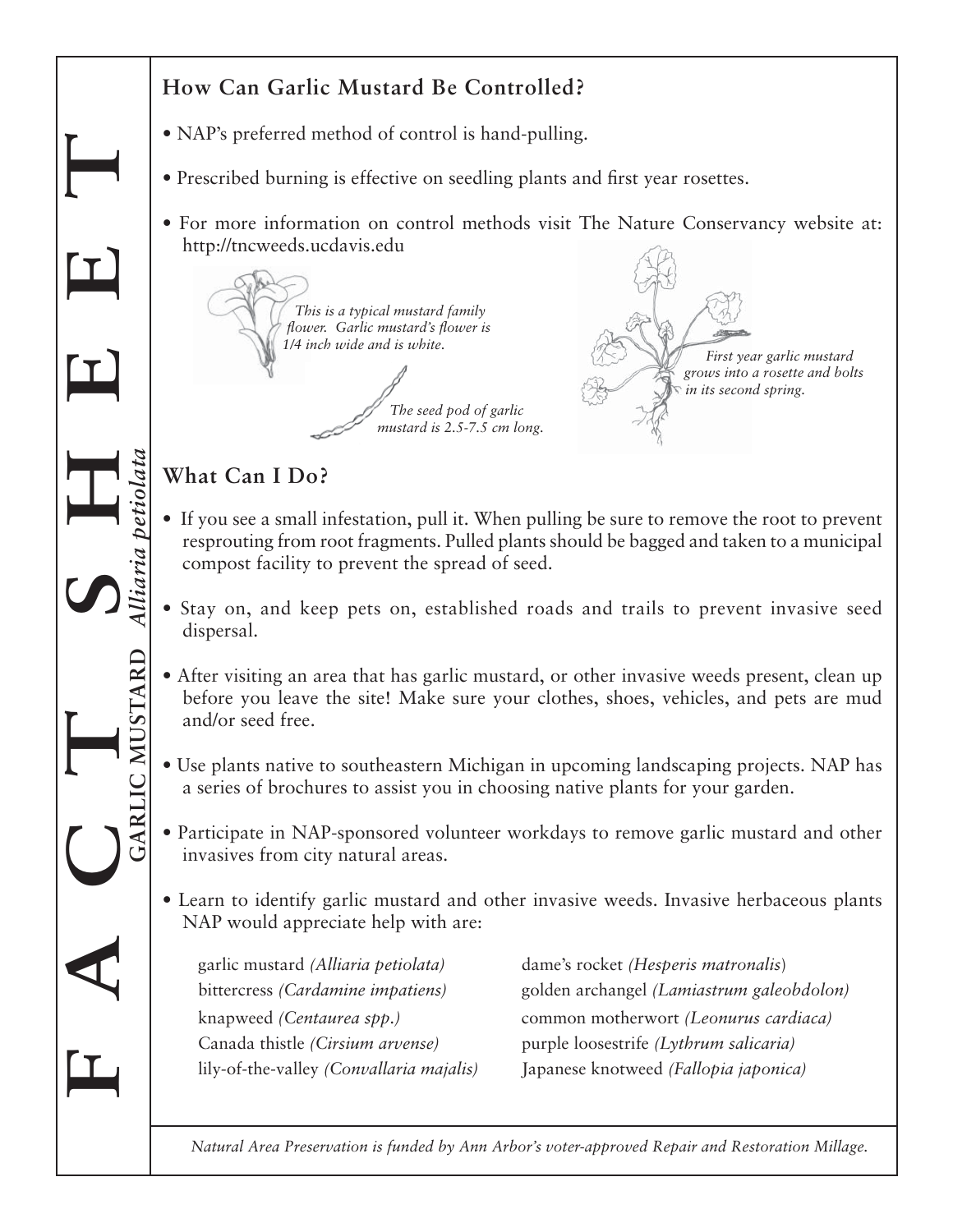## How Can Garlic Mustard Be Controlled?

- NAP's preferred method of control is hand-pulling.
- Prescribed burning is effective on seedling plants and first year rosettes.
- For more information on control methods visit The Nature Conservancy website at: http://tncweeds.ucdavis.edu

*This is a typical mustard family flower. Garlic mustard's flower is 1/4 inch wide and is white.*

*The seed pod of garlic mustard is 2.5-7.5 cm long.*

*First year garlic mustard grows into a rosette and bolts in its second spring.*

## What Can I Do?

- If you see a small infestation, pull it. When pulling be sure to remove the root to prevent resprouting from root fragments. Pulled plants should be bagged and taken to a municipal compost facility to prevent the spread of seed.
- Stay on, and keep pets on, established roads and trails to prevent invasive seed dispersal.
- After visiting an area that has garlic mustard, or other invasive weeds present, clean up before you leave the site! Make sure your clothes, shoes, vehicles, and pets are mud and/or seed free.
- Use plants native to southeastern Michigan in upcoming landscaping projects. NAP has a series of brochures to assist you in choosing native plants for your garden.
- Participate in NAP-sponsored volunteer workdays to remove garlic mustard and other invasives from city natural areas.
- Learn to identify garlic mustard and other invasive weeds. Invasive herbaceous plants NAP would appreciate help with are:

garlic mustard *(Alliaria petiolata)*
bittercress *(Cardamine impatiens)*
knapweed *(Centaurea spp.)*
Canada thistle *(Cirsium arvense)*
lily-of-the-valley *(Convallaria majalis)*
dame's rocket *(Hesperis matronalis)*
golden archangel *(Lamiastrum galeobdolon)*
common motherwort *(Leonurus cardiaca)*
purple loosestrife *(Lythrum salicaria)*
Japanese knotweed *(Fallopia japonica)*

*Natural Area Preservation is funded by Ann Arbor's voter-approved Repair and Restoration Millage.*